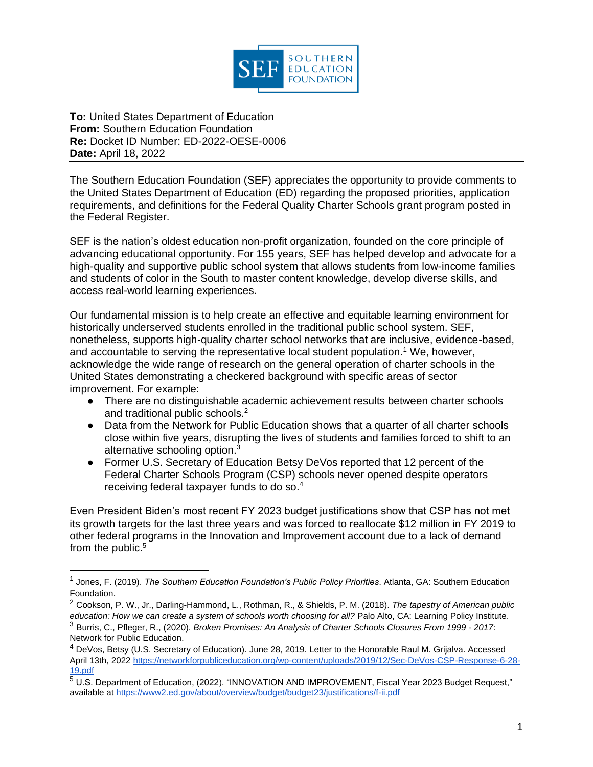SOUTHERN EDUCATION FOUNDATION

**To:** United States Department of Education
**From:** Southern Education Foundation
**Re:** Docket ID Number: ED-2022-OESE-0006
**Date:** April 18, 2022

---

The Southern Education Foundation (SEF) appreciates the opportunity to provide comments to the United States Department of Education (ED) regarding the proposed priorities, application requirements, and definitions for the Federal Quality Charter Schools grant program posted in the Federal Register.

SEF is the nation's oldest education non-profit organization, founded on the core principle of advancing educational opportunity. For 155 years, SEF has helped develop and advocate for a high-quality and supportive public school system that allows students from low-income families and students of color in the South to master content knowledge, develop diverse skills, and access real-world learning experiences.

Our fundamental mission is to help create an effective and equitable learning environment for historically underserved students enrolled in the traditional public school system. SEF, nonetheless, supports high-quality charter school networks that are inclusive, evidence-based, and accountable to serving the representative local student population.[1] We, however, acknowledge the wide range of research on the general operation of charter schools in the United States demonstrating a checkered background with specific areas of sector improvement. For example:

- There are no distinguishable academic achievement results between charter schools and traditional public schools.[2]
- Data from the Network for Public Education shows that a quarter of all charter schools close within five years, disrupting the lives of students and families forced to shift to an alternative schooling option.[3]
- Former U.S. Secretary of Education Betsy DeVos reported that 12 percent of the Federal Charter Schools Program (CSP) schools never opened despite operators receiving federal taxpayer funds to do so.[4]

Even President Biden's most recent FY 2023 budget justifications show that CSP has not met its growth targets for the last three years and was forced to reallocate $12 million in FY 2019 to other federal programs in the Innovation and Improvement account due to a lack of demand from the public.[5]

---

[1] Jones, F. (2019). *The Southern Education Foundation's Public Policy Priorities*. Atlanta, GA: Southern Education Foundation.

[2] Cookson, P. W., Jr., Darling-Hammond, L., Rothman, R., & Shields, P. M. (2018). *The tapestry of American public education: How we can create a system of schools worth choosing for all?* Palo Alto, CA: Learning Policy Institute.

[3] Burris, C., Pfleger, R., (2020). *Broken Promises: An Analysis of Charter Schools Closures From 1999 - 2017*: Network for Public Education.

[4] DeVos, Betsy (U.S. Secretary of Education). June 28, 2019. Letter to the Honorable Raul M. Grijalva. Accessed April 13th, 2022 https://networkforpubliceducation.org/wp-content/uploads/2019/12/Sec-DeVos-CSP-Response-6-28-19.pdf

[5] U.S. Department of Education, (2022). "INNOVATION AND IMPROVEMENT, Fiscal Year 2023 Budget Request," available at https://www2.ed.gov/about/overview/budget/budget23/justifications/f-ii.pdf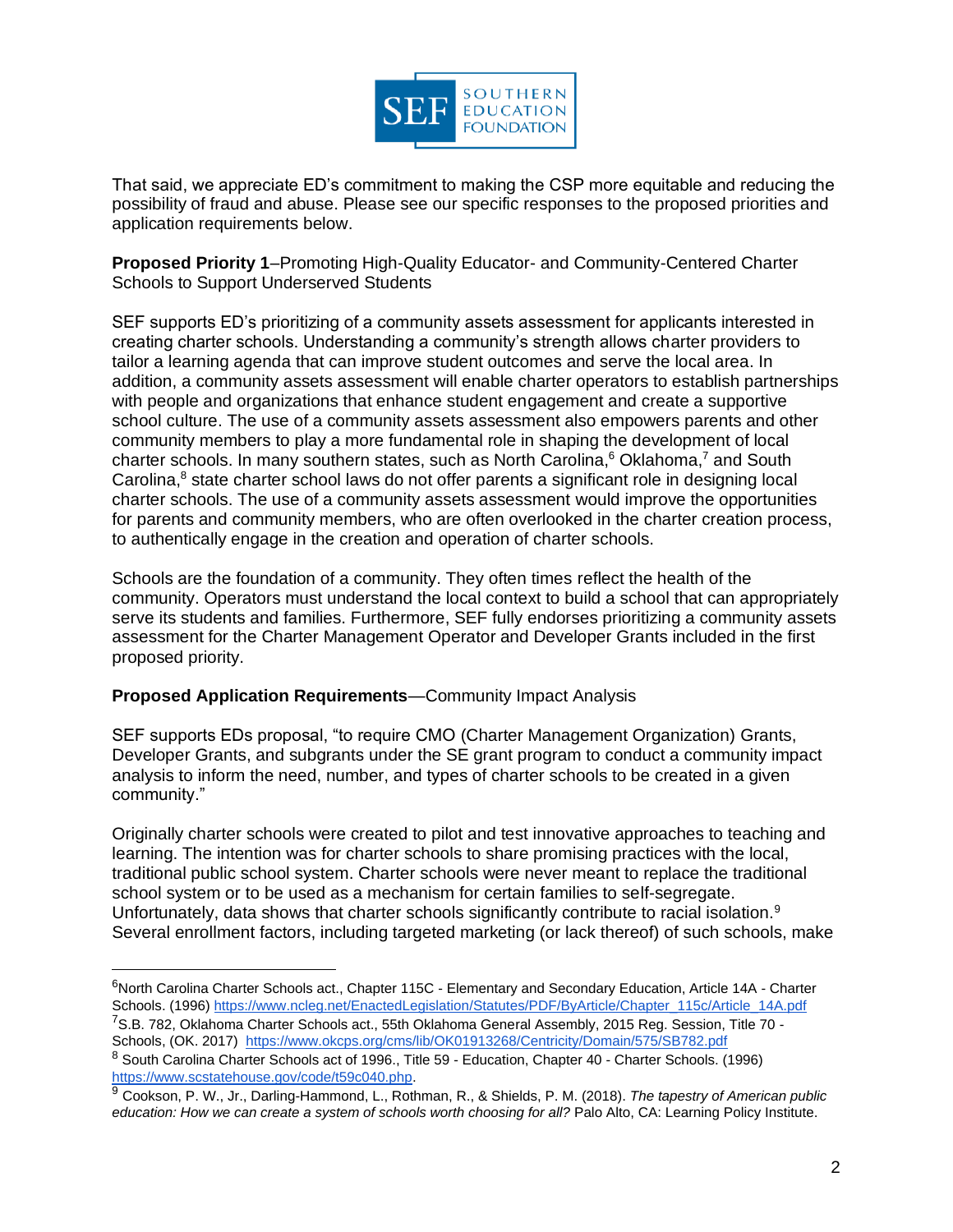That said, we appreciate ED's commitment to making the CSP more equitable and reducing the possibility of fraud and abuse. Please see our specific responses to the proposed priorities and application requirements below.

**Proposed Priority 1**–Promoting High-Quality Educator- and Community-Centered Charter Schools to Support Underserved Students

SEF supports ED's prioritizing of a community assets assessment for applicants interested in creating charter schools. Understanding a community's strength allows charter providers to tailor a learning agenda that can improve student outcomes and serve the local area. In addition, a community assets assessment will enable charter operators to establish partnerships with people and organizations that enhance student engagement and create a supportive school culture. The use of a community assets assessment also empowers parents and other community members to play a more fundamental role in shaping the development of local charter schools. In many southern states, such as North Carolina,[6] Oklahoma,[7] and South Carolina,[8] state charter school laws do not offer parents a significant role in designing local charter schools. The use of a community assets assessment would improve the opportunities for parents and community members, who are often overlooked in the charter creation process, to authentically engage in the creation and operation of charter schools.

Schools are the foundation of a community. They often times reflect the health of the community. Operators must understand the local context to build a school that can appropriately serve its students and families. Furthermore, SEF fully endorses prioritizing a community assets assessment for the Charter Management Operator and Developer Grants included in the first proposed priority.

**Proposed Application Requirements**—Community Impact Analysis

SEF supports EDs proposal, "to require CMO (Charter Management Organization) Grants, Developer Grants, and subgrants under the SE grant program to conduct a community impact analysis to inform the need, number, and types of charter schools to be created in a given community."

Originally charter schools were created to pilot and test innovative approaches to teaching and learning. The intention was for charter schools to share promising practices with the local, traditional public school system. Charter schools were never meant to replace the traditional school system or to be used as a mechanism for certain families to self-segregate. Unfortunately, data shows that charter schools significantly contribute to racial isolation.[9] Several enrollment factors, including targeted marketing (or lack thereof) of such schools, make

---

[6] North Carolina Charter Schools act., Chapter 115C - Elementary and Secondary Education, Article 14A - Charter Schools. (1996) https://www.ncleg.net/EnactedLegislation/Statutes/PDF/ByArticle/Chapter_115c/Article_14A.pdf

[7] S.B. 782, Oklahoma Charter Schools act., 55th Oklahoma General Assembly, 2015 Reg. Session, Title 70 - Schools, (OK. 2017) https://www.okcps.org/cms/lib/OK01913268/Centricity/Domain/575/SB782.pdf

[8] South Carolina Charter Schools act of 1996., Title 59 - Education, Chapter 40 - Charter Schools. (1996) https://www.scstatehouse.gov/code/t59c040.php.

[9] Cookson, P. W., Jr., Darling-Hammond, L., Rothman, R., & Shields, P. M. (2018). *The tapestry of American public education: How we can create a system of schools worth choosing for all?* Palo Alto, CA: Learning Policy Institute.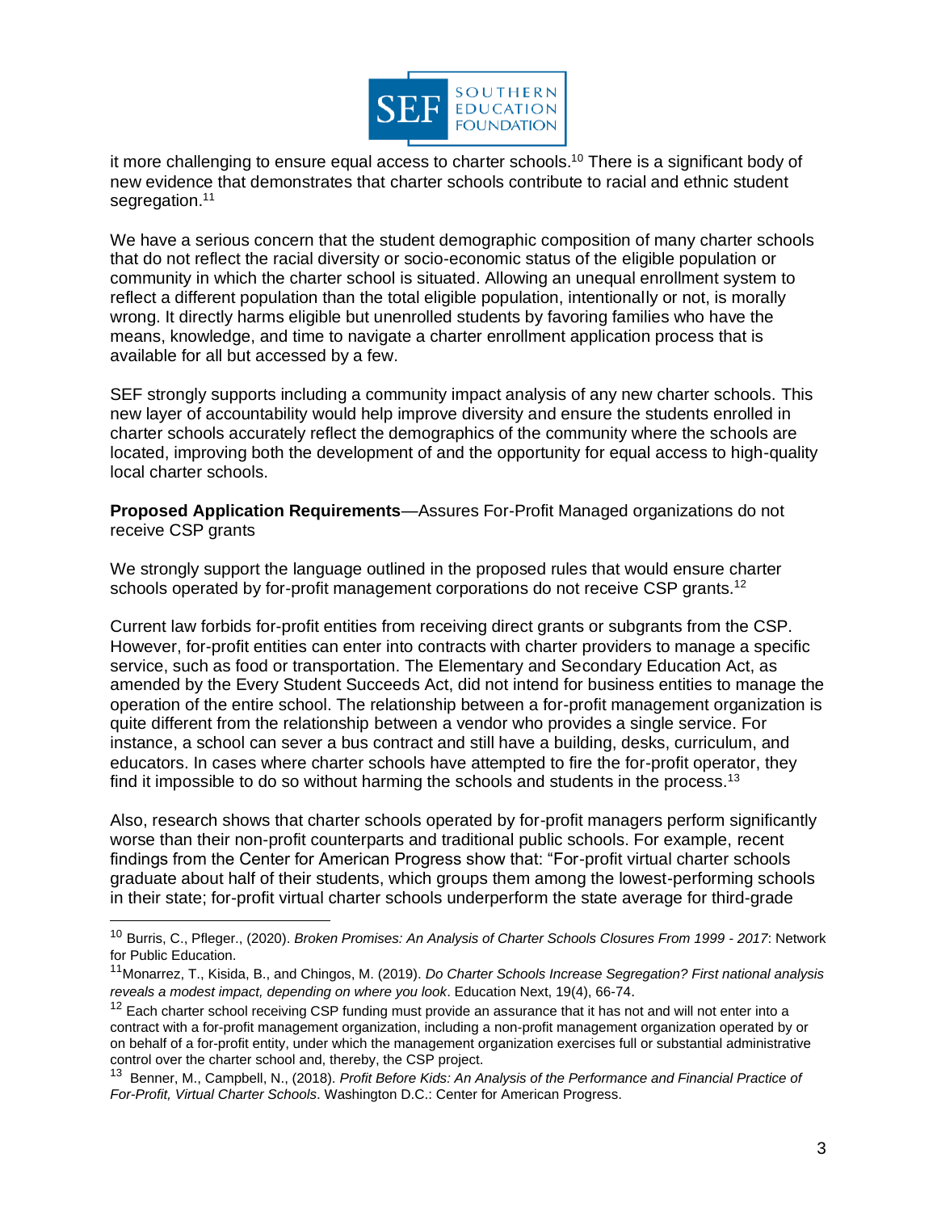it more challenging to ensure equal access to charter schools.[10] There is a significant body of new evidence that demonstrates that charter schools contribute to racial and ethnic student segregation.[11]

We have a serious concern that the student demographic composition of many charter schools that do not reflect the racial diversity or socio-economic status of the eligible population or community in which the charter school is situated. Allowing an unequal enrollment system to reflect a different population than the total eligible population, intentionally or not, is morally wrong. It directly harms eligible but unenrolled students by favoring families who have the means, knowledge, and time to navigate a charter enrollment application process that is available for all but accessed by a few.

SEF strongly supports including a community impact analysis of any new charter schools. This new layer of accountability would help improve diversity and ensure the students enrolled in charter schools accurately reflect the demographics of the community where the schools are located, improving both the development of and the opportunity for equal access to high-quality local charter schools.

**Proposed Application Requirements**—Assures For-Profit Managed organizations do not receive CSP grants

We strongly support the language outlined in the proposed rules that would ensure charter schools operated by for-profit management corporations do not receive CSP grants.[12]

Current law forbids for-profit entities from receiving direct grants or subgrants from the CSP. However, for-profit entities can enter into contracts with charter providers to manage a specific service, such as food or transportation. The Elementary and Secondary Education Act, as amended by the Every Student Succeeds Act, did not intend for business entities to manage the operation of the entire school. The relationship between a for-profit management organization is quite different from the relationship between a vendor who provides a single service. For instance, a school can sever a bus contract and still have a building, desks, curriculum, and educators. In cases where charter schools have attempted to fire the for-profit operator, they find it impossible to do so without harming the schools and students in the process.[13]

Also, research shows that charter schools operated by for-profit managers perform significantly worse than their non-profit counterparts and traditional public schools. For example, recent findings from the Center for American Progress show that: "For-profit virtual charter schools graduate about half of their students, which groups them among the lowest-performing schools in their state; for-profit virtual charter schools underperform the state average for third-grade

---

[10] Burris, C., Pfleger., (2020). *Broken Promises: An Analysis of Charter Schools Closures From 1999 - 2017*: Network for Public Education.

[11] Monarrez, T., Kisida, B., and Chingos, M. (2019). *Do Charter Schools Increase Segregation? First national analysis reveals a modest impact, depending on where you look*. Education Next, 19(4), 66-74.

[12] Each charter school receiving CSP funding must provide an assurance that it has not and will not enter into a contract with a for-profit management organization, including a non-profit management organization operated by or on behalf of a for-profit entity, under which the management organization exercises full or substantial administrative control over the charter school and, thereby, the CSP project.

[13] Benner, M., Campbell, N., (2018). *Profit Before Kids: An Analysis of the Performance and Financial Practice of For-Profit, Virtual Charter Schools*. Washington D.C.: Center for American Progress.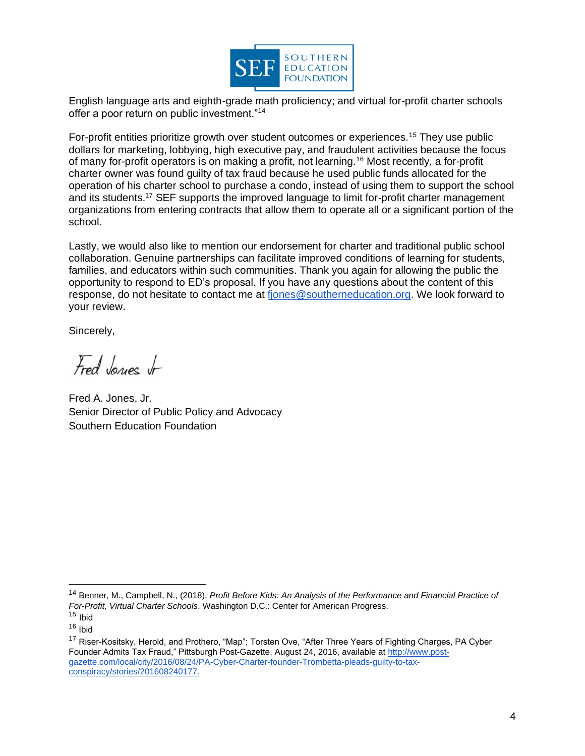English language arts and eighth-grade math proficiency; and virtual for-profit charter schools offer a poor return on public investment."[14]

For-profit entities prioritize growth over student outcomes or experiences.[15] They use public dollars for marketing, lobbying, high executive pay, and fraudulent activities because the focus of many for-profit operators is on making a profit, not learning.[16] Most recently, a for-profit charter owner was found guilty of tax fraud because he used public funds allocated for the operation of his charter school to purchase a condo, instead of using them to support the school and its students.[17] SEF supports the improved language to limit for-profit charter management organizations from entering contracts that allow them to operate all or a significant portion of the school.

Lastly, we would also like to mention our endorsement for charter and traditional public school collaboration. Genuine partnerships can facilitate improved conditions of learning for students, families, and educators within such communities. Thank you again for allowing the public the opportunity to respond to ED's proposal. If you have any questions about the content of this response, do not hesitate to contact me at fjones@southerneducation.org. We look forward to your review.

Sincerely,

Fred Jones Jr

Fred A. Jones, Jr.
Senior Director of Public Policy and Advocacy
Southern Education Foundation

---

[14] Benner, M., Campbell, N., (2018). *Profit Before Kids: An Analysis of the Performance and Financial Practice of For-Profit, Virtual Charter Schools*. Washington D.C.: Center for American Progress.

[15] Ibid

[16] Ibid

[17] Riser-Kositsky, Herold, and Prothero, "Map"; Torsten Ove, "After Three Years of Fighting Charges, PA Cyber Founder Admits Tax Fraud," Pittsburgh Post-Gazette, August 24, 2016, available at http://www.post-gazette.com/local/city/2016/08/24/PA-Cyber-Charter-founder-Trombetta-pleads-guilty-to-tax-conspiracy/stories/201608240177.